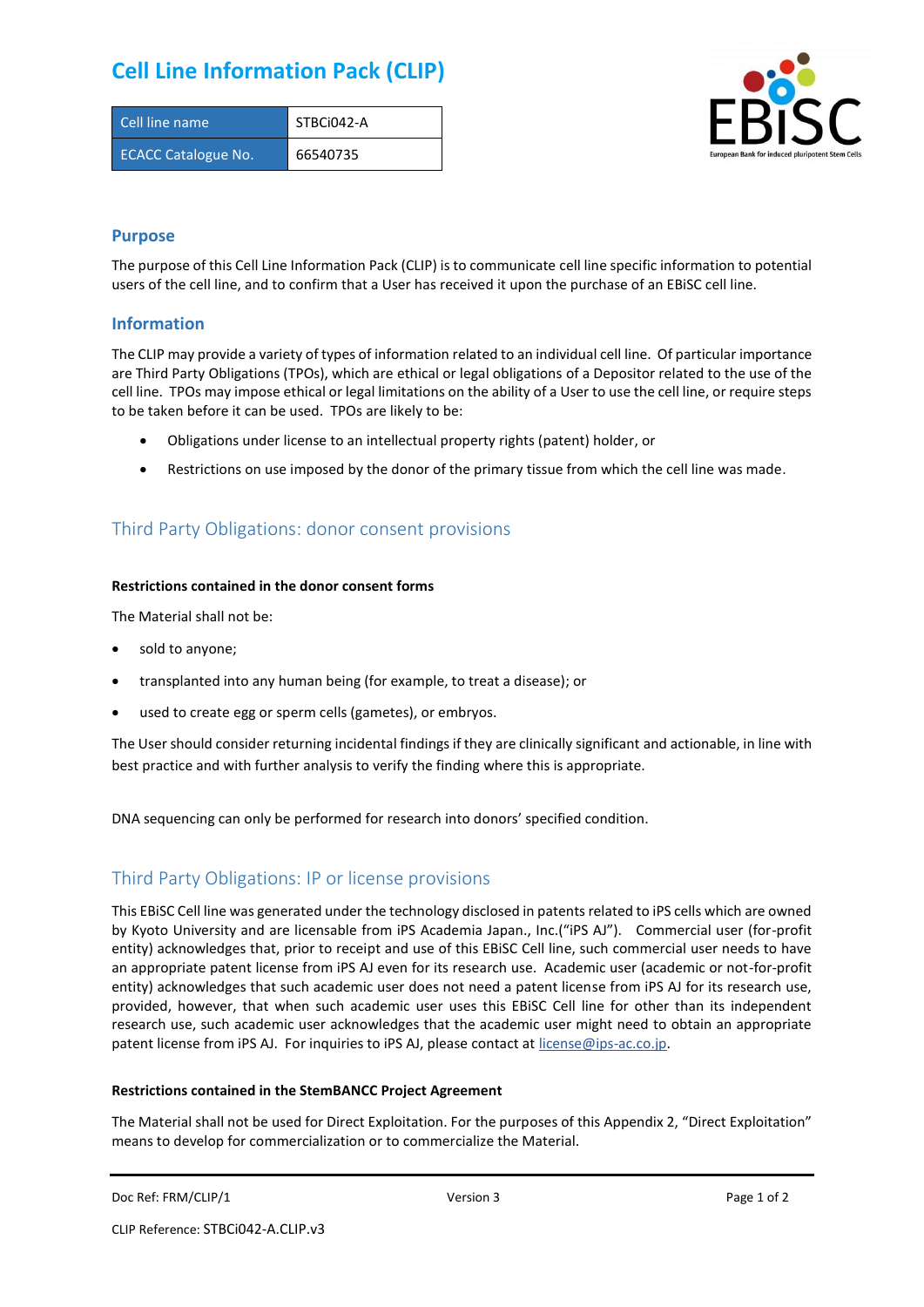# Cell Line Information Pack (CLIP)

| Cell line name | STBCi042-A |
| --- | --- |
| ECACC Catalogue No. | 66540735 |

## Purpose

The purpose of this Cell Line Information Pack (CLIP) is to communicate cell line specific information to potential users of the cell line, and to confirm that a User has received it upon the purchase of an EBiSC cell line.

## Information

The CLIP may provide a variety of types of information related to an individual cell line. Of particular importance are Third Party Obligations (TPOs), which are ethical or legal obligations of a Depositor related to the use of the cell line. TPOs may impose ethical or legal limitations on the ability of a User to use the cell line, or require steps to be taken before it can be used. TPOs are likely to be:

- Obligations under license to an intellectual property rights (patent) holder, or
- Restrictions on use imposed by the donor of the primary tissue from which the cell line was made.

## Third Party Obligations: donor consent provisions

**Restrictions contained in the donor consent forms**

The Material shall not be:

- sold to anyone;
- transplanted into any human being (for example, to treat a disease); or
- used to create egg or sperm cells (gametes), or embryos.

The User should consider returning incidental findings if they are clinically significant and actionable, in line with best practice and with further analysis to verify the finding where this is appropriate.

DNA sequencing can only be performed for research into donors' specified condition.

## Third Party Obligations: IP or license provisions

This EBiSC Cell line was generated under the technology disclosed in patents related to iPS cells which are owned by Kyoto University and are licensable from iPS Academia Japan., Inc.("iPS AJ"). Commercial user (for-profit entity) acknowledges that, prior to receipt and use of this EBiSC Cell line, such commercial user needs to have an appropriate patent license from iPS AJ even for its research use. Academic user (academic or not-for-profit entity) acknowledges that such academic user does not need a patent license from iPS AJ for its research use, provided, however, that when such academic user uses this EBiSC Cell line for other than its independent research use, such academic user acknowledges that the academic user might need to obtain an appropriate patent license from iPS AJ. For inquiries to iPS AJ, please contact at license@ips-ac.co.jp.

**Restrictions contained in the StemBANCC Project Agreement**

The Material shall not be used for Direct Exploitation. For the purposes of this Appendix 2, "Direct Exploitation" means to develop for commercialization or to commercialize the Material.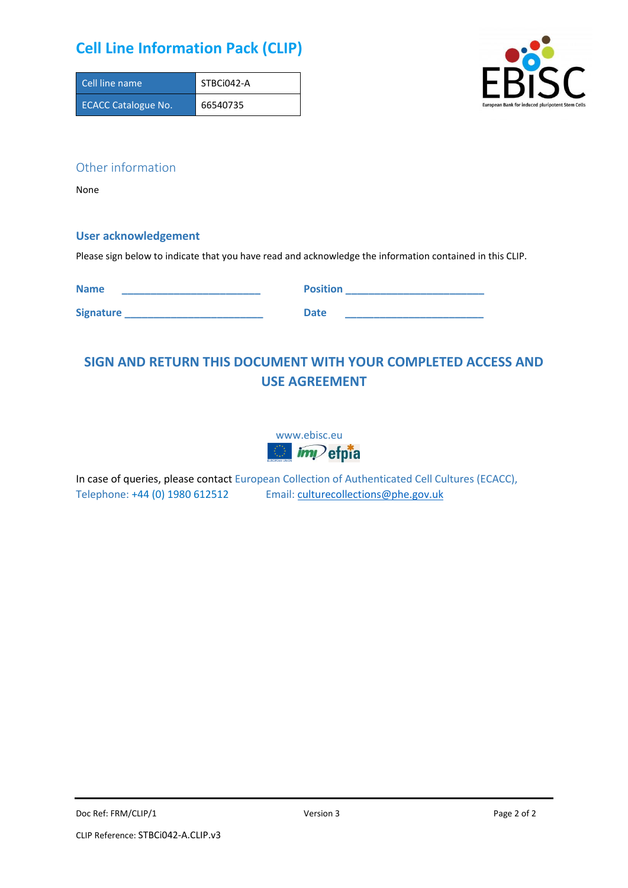# Cell Line Information Pack (CLIP)

| | |
|---|---|
| Cell line name | STBCi042-A |
| ECACC Catalogue No. | 66540735 |

## Other information

None

### User acknowledgement

Please sign below to indicate that you have read and acknowledge the information contained in this CLIP.

**Name** ________________________ **Position** ________________________

**Signature** ________________________ **Date** ________________________

**SIGN AND RETURN THIS DOCUMENT WITH YOUR COMPLETED ACCESS AND USE AGREEMENT**

www.ebisc.eu

In case of queries, please contact European Collection of Authenticated Cell Cultures (ECACC), Telephone: +44 (0) 1980 612512 Email: culturecollections@phe.gov.uk

Doc Ref: FRM/CLIP/1 Version 3

CLIP Reference: STBCi042-A.CLIP.v3